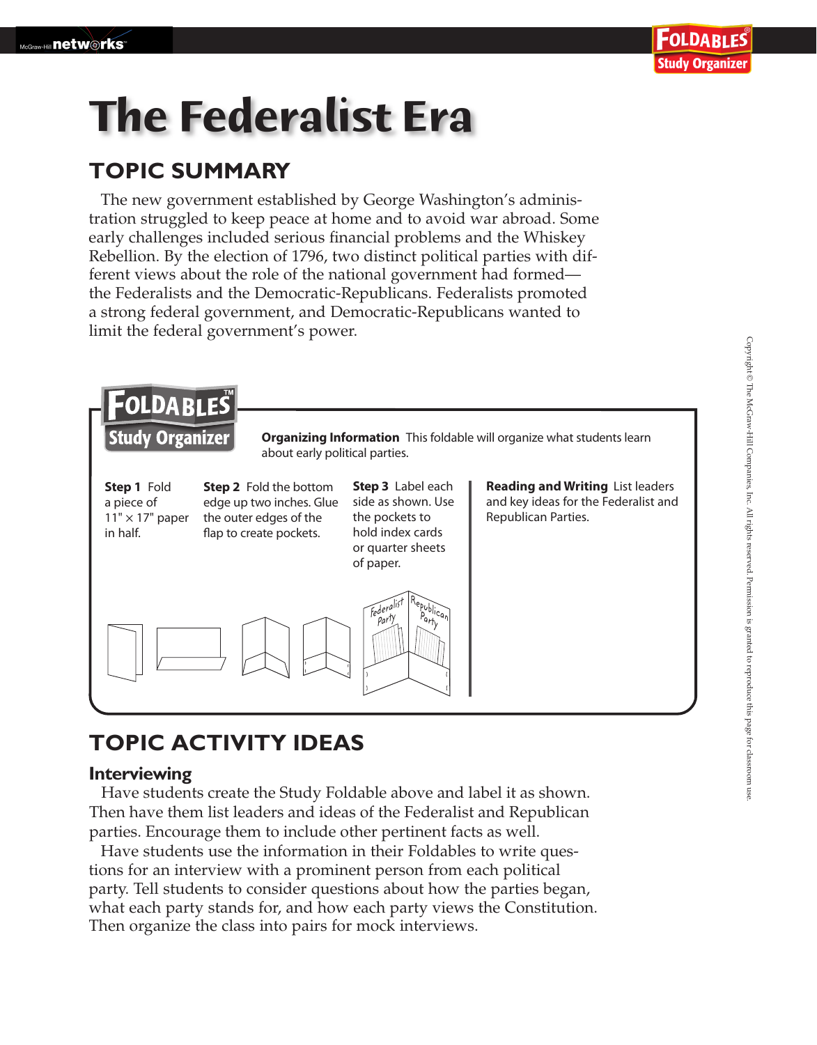# The Federalist Era

## TOPIC SUMMARY

The new government established by George Washington's administration struggled to keep peace at home and to avoid war abroad. Some early challenges included serious financial problems and the Whiskey Rebellion. By the election of 1796, two distinct political parties with different views about the role of the national government had formed—the Federalists and the Democratic-Republicans. Federalists promoted a strong federal government, and Democratic-Republicans wanted to limit the federal government's power.

**FOLDABLES™ Study Organizer**

**Organizing Information** This foldable will organize what students learn about early political parties.

**Step 1** Fold a piece of 11" × 17" paper in half.

**Step 2** Fold the bottom edge up two inches. Glue the outer edges of the flap to create pockets.

**Step 3** Label each side as shown. Use the pockets to hold index cards or quarter sheets of paper.

Federalist Party | Republican Party

**Reading and Writing** List leaders and key ideas for the Federalist and Republican Parties.

## TOPIC ACTIVITY IDEAS

### Interviewing

Have students create the Study Foldable above and label it as shown. Then have them list leaders and ideas of the Federalist and Republican parties. Encourage them to include other pertinent facts as well.

Have students use the information in their Foldables to write questions for an interview with a prominent person from each political party. Tell students to consider questions about how the parties began, what each party stands for, and how each party views the Constitution. Then organize the class into pairs for mock interviews.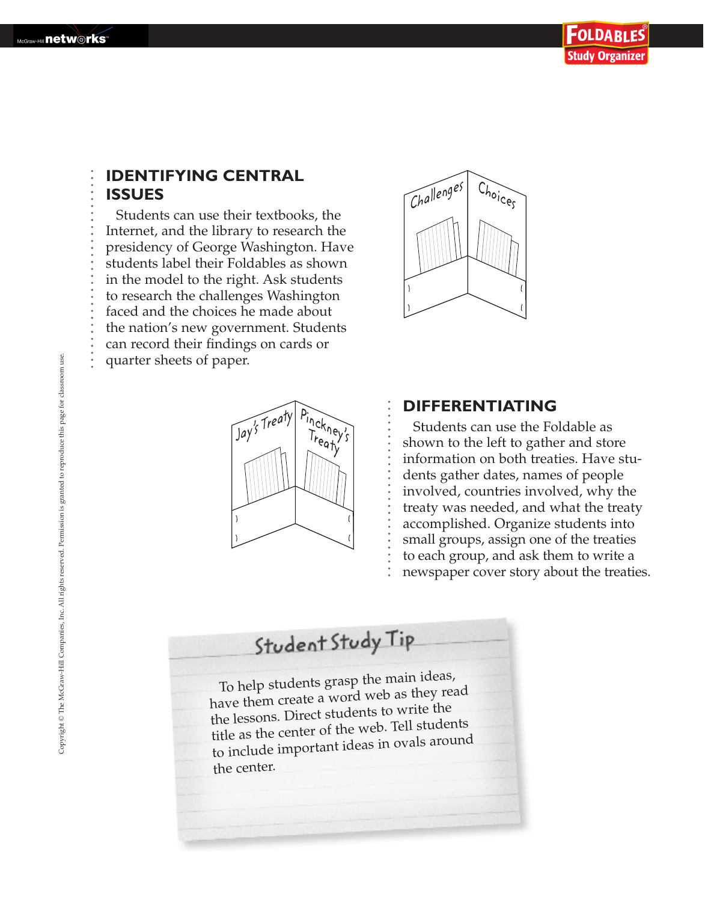## IDENTIFYING CENTRAL ISSUES

Students can use their textbooks, the Internet, and the library to research the presidency of George Washington. Have students label their Foldables as shown in the model to the right. Ask students to research the challenges Washington faced and the choices he made about the nation's new government. Students can record their findings on cards or quarter sheets of paper.

Challenges

Choices

Jay's Treaty

Pinckney's Treaty

## DIFFERENTIATING

Students can use the Foldable as shown to the left to gather and store information on both treaties. Have students gather dates, names of people involved, countries involved, why the treaty was needed, and what the treaty accomplished. Organize students into small groups, assign one of the treaties to each group, and ask them to write a newspaper cover story about the treaties.

### Student Study Tip

To help students grasp the main ideas, have them create a word web as they read the lessons. Direct students to write the title as the center of the web. Tell students to include important ideas in ovals around the center.